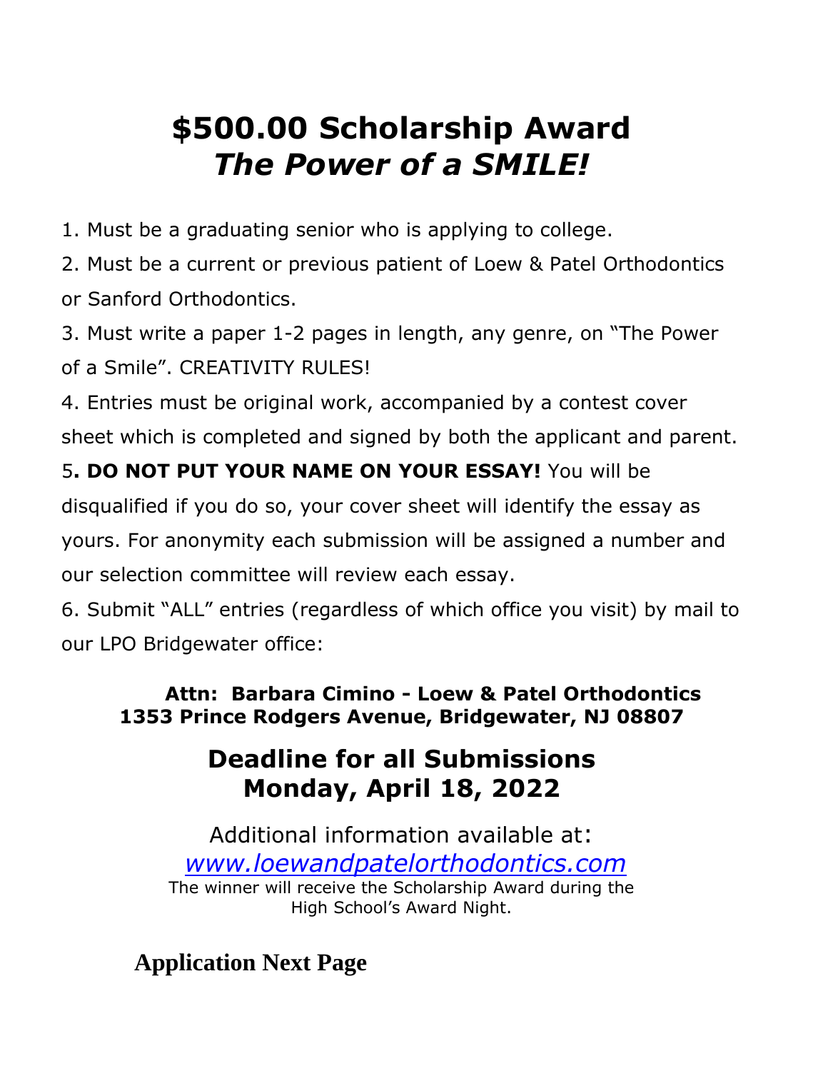# $500.00 Scholarship Award
# *The Power of a SMILE!*

1. Must be a graduating senior who is applying to college.
2. Must be a current or previous patient of Loew & Patel Orthodontics or Sanford Orthodontics.
3. Must write a paper 1-2 pages in length, any genre, on "The Power of a Smile". CREATIVITY RULES!
4. Entries must be original work, accompanied by a contest cover sheet which is completed and signed by both the applicant and parent.
5**. DO NOT PUT YOUR NAME ON YOUR ESSAY!** You will be disqualified if you do so, your cover sheet will identify the essay as yours. For anonymity each submission will be assigned a number and our selection committee will review each essay.
6. Submit "ALL" entries (regardless of which office you visit) by mail to our LPO Bridgewater office:

**Attn: Barbara Cimino - Loew & Patel Orthodontics**
**1353 Prince Rodgers Avenue, Bridgewater, NJ 08807**

## Deadline for all Submissions
## Monday, April 18, 2022

Additional information available at:
*www.loewandpatelorthodontics.com*

The winner will receive the Scholarship Award during the High School's Award Night.

**Application Next Page**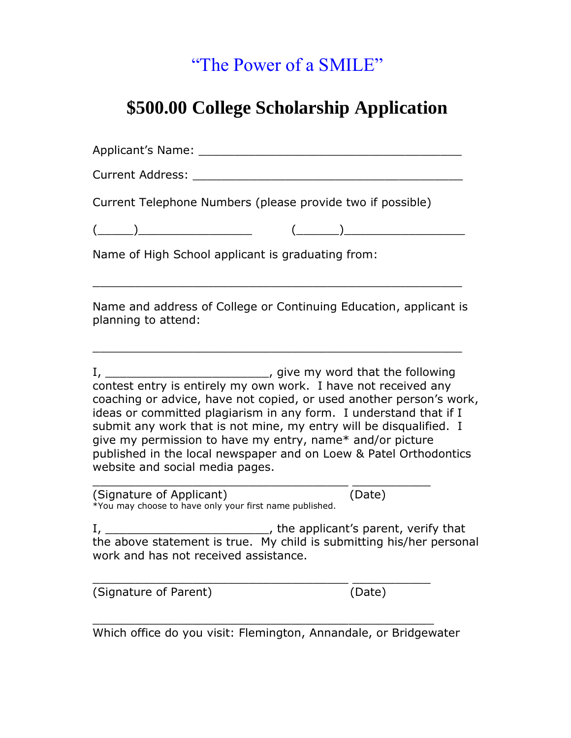# "The Power of a SMILE"

## $500.00 College Scholarship Application

Applicant's Name: ___________________________________

Current Address: ____________________________________

Current Telephone Numbers (please provide two if possible)

(_____)________________ (______)_________________

Name of High School applicant is graduating from:

__________________________________________________

Name and address of College or Continuing Education, applicant is planning to attend:

__________________________________________________

I, _______________________, give my word that the following contest entry is entirely my own work. I have not received any coaching or advice, have not copied, or used another person's work, ideas or committed plagiarism in any form. I understand that if I submit any work that is not mine, my entry will be disqualified. I give my permission to have my entry, name* and/or picture published in the local newspaper and on Loew & Patel Orthodontics website and social media pages.

___________________________________ ___________

(Signature of Applicant) (Date)

*You may choose to have only your first name published.

I, _______________________, the applicant's parent, verify that the above statement is true. My child is submitting his/her personal work and has not received assistance.

___________________________________ ___________

(Signature of Parent) (Date)

______________________________________________

Which office do you visit: Flemington, Annandale, or Bridgewater